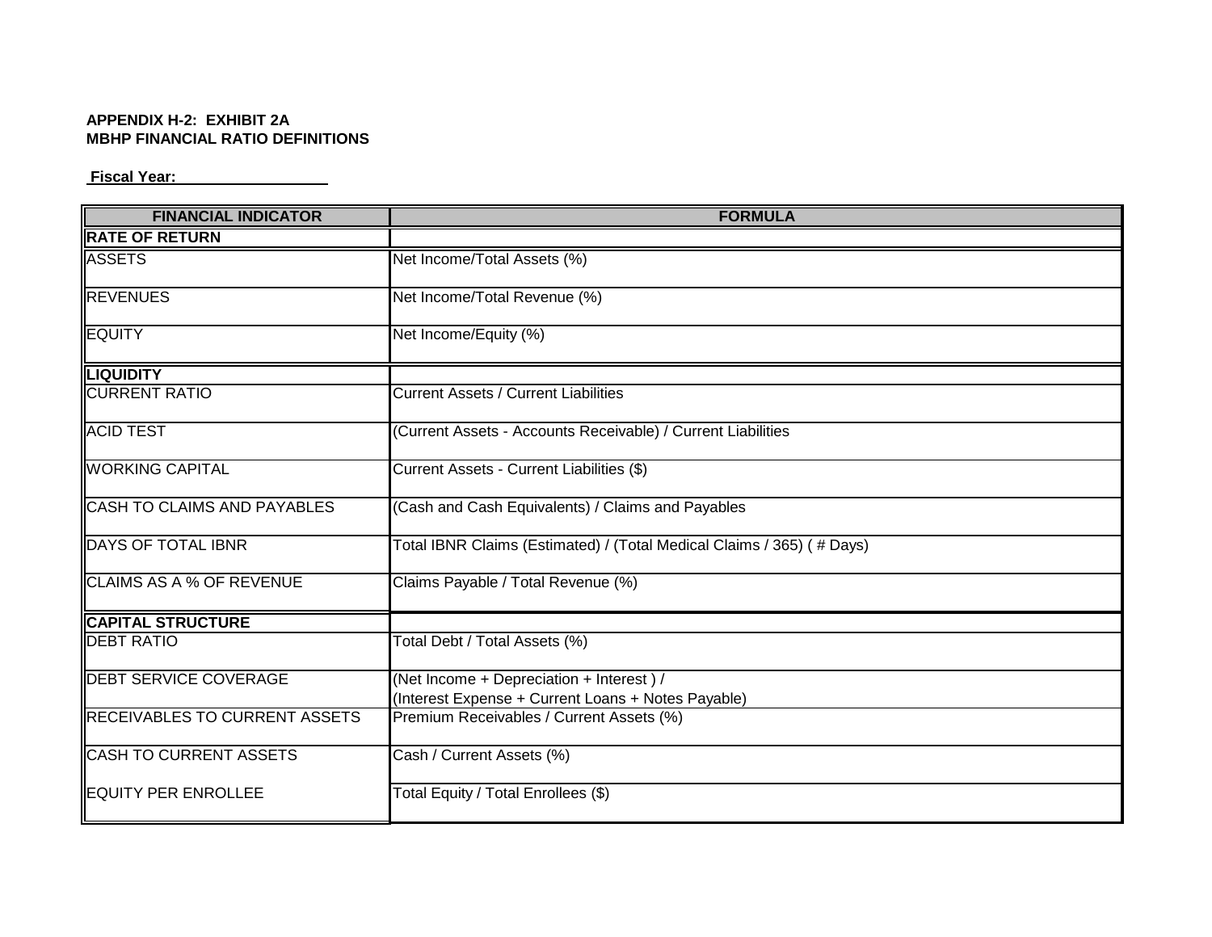**APPENDIX H-2: EXHIBIT 2A**
**MBHP FINANCIAL RATIO DEFINITIONS**

**Fiscal Year:** ___________________

| FINANCIAL INDICATOR | FORMULA |
|---|---|
| **RATE OF RETURN** | |
| ASSETS | Net Income/Total Assets (%) |
| REVENUES | Net Income/Total Revenue (%) |
| EQUITY | Net Income/Equity (%) |
| **LIQUIDITY** | |
| CURRENT RATIO | Current Assets / Current Liabilities |
| ACID TEST | (Current Assets - Accounts Receivable) / Current Liabilities |
| WORKING CAPITAL | Current Assets - Current Liabilities ($) |
| CASH TO CLAIMS AND PAYABLES | (Cash and Cash Equivalents) / Claims and Payables |
| DAYS OF TOTAL IBNR | Total IBNR Claims (Estimated) / (Total Medical Claims / 365) ( # Days) |
| CLAIMS AS A % OF REVENUE | Claims Payable / Total Revenue (%) |
| **CAPITAL STRUCTURE** | |
| DEBT RATIO | Total Debt / Total Assets (%) |
| DEBT SERVICE COVERAGE | (Net Income + Depreciation + Interest ) / (Interest Expense + Current Loans + Notes Payable) |
| RECEIVABLES TO CURRENT ASSETS | Premium Receivables / Current Assets (%) |
| CASH TO CURRENT ASSETS | Cash / Current Assets (%) |
| EQUITY PER ENROLLEE | Total Equity / Total Enrollees ($) |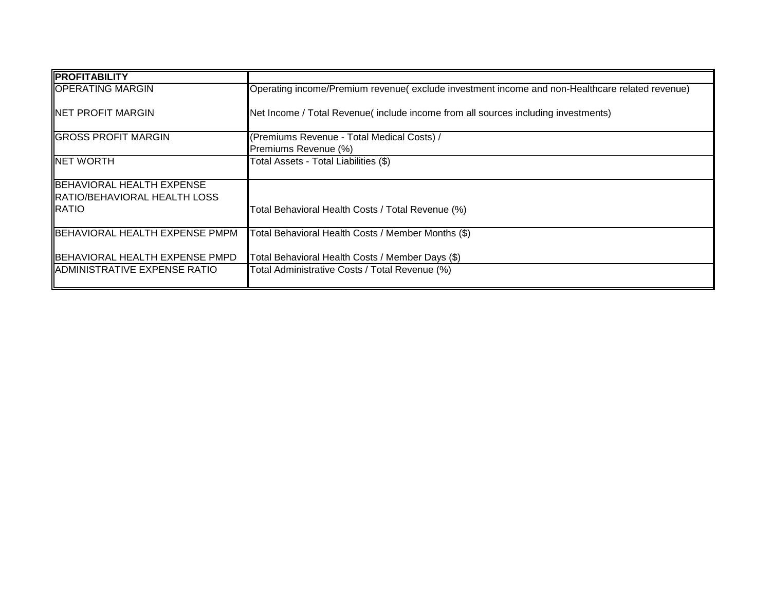| PROFITABILITY | |
|---|---|
| OPERATING MARGIN | Operating income/Premium revenue( exclude investment income and non-Healthcare related revenue) |
| NET PROFIT MARGIN | Net Income / Total Revenue( include income from all sources including investments) |
| GROSS PROFIT MARGIN | (Premiums Revenue - Total Medical Costs) / Premiums Revenue (%) |
| NET WORTH | Total Assets - Total Liabilities ($) |
| BEHAVIORAL HEALTH EXPENSE RATIO/BEHAVIORAL HEALTH LOSS RATIO | Total Behavioral Health Costs / Total Revenue (%) |
| BEHAVIORAL HEALTH EXPENSE PMPM | Total Behavioral Health Costs / Member Months ($) |
| BEHAVIORAL HEALTH EXPENSE PMPD | Total Behavioral Health Costs / Member Days ($) |
| ADMINISTRATIVE EXPENSE RATIO | Total Administrative Costs / Total Revenue (%) |